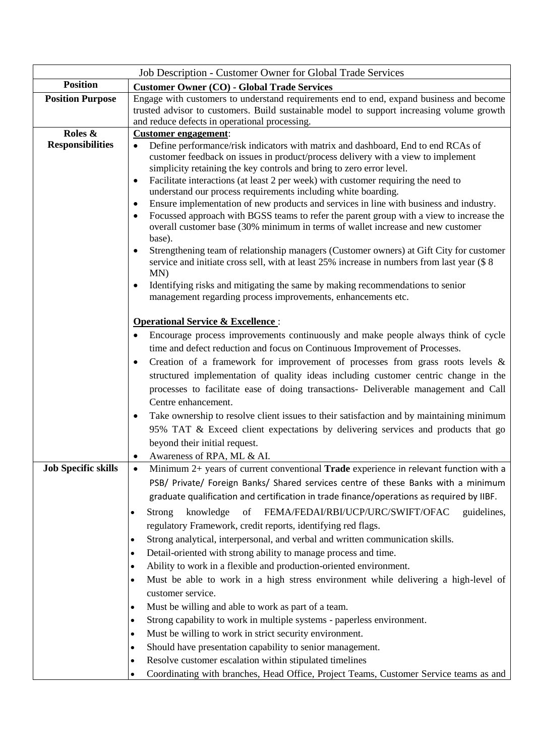| Job Description - Customer Owner for Global Trade Services | |
|---|---|
| **Position** | **Customer Owner (CO) - Global Trade Services** |
| **Position Purpose** | Engage with customers to understand requirements end to end, expand business and become trusted advisor to customers. Build sustainable model to support increasing volume growth and reduce defects in operational processing. |
| **Roles & Responsibilities** | **<u>Customer engagement</u>**:<br>• Define performance/risk indicators with matrix and dashboard, End to end RCAs of customer feedback on issues in product/process delivery with a view to implement simplicity retaining the key controls and bring to zero error level.<br>• Facilitate interactions (at least 2 per week) with customer requiring the need to understand our process requirements including white boarding.<br>• Ensure implementation of new products and services in line with business and industry.<br>• Focussed approach with BGSS teams to refer the parent group with a view to increase the overall customer base (30% minimum in terms of wallet increase and new customer base).<br>• Strengthening team of relationship managers (Customer owners) at Gift City for customer service and initiate cross sell, with at least 25% increase in numbers from last year ($ 8 MN)<br>• Identifying risks and mitigating the same by making recommendations to senior management regarding process improvements, enhancements etc.<br><br>**<u>Operational Service & Excellence</u>** :<br>• Encourage process improvements continuously and make people always think of cycle time and defect reduction and focus on Continuous Improvement of Processes.<br>• Creation of a framework for improvement of processes from grass roots levels & structured implementation of quality ideas including customer centric change in the processes to facilitate ease of doing transactions- Deliverable management and Call Centre enhancement.<br>• Take ownership to resolve client issues to their satisfaction and by maintaining minimum 95% TAT & Exceed client expectations by delivering services and products that go beyond their initial request.<br>• Awareness of RPA, ML & AI. |
| **Job Specific skills** | • Minimum 2+ years of current conventional **Trade** experience in relevant function with a PSB/ Private/ Foreign Banks/ Shared services centre of these Banks with a minimum graduate qualification and certification in trade finance/operations as required by IIBF.<br>• Strong knowledge of FEMA/FEDAI/RBI/UCP/URC/SWIFT/OFAC guidelines, regulatory Framework, credit reports, identifying red flags.<br>• Strong analytical, interpersonal, and verbal and written communication skills.<br>• Detail-oriented with strong ability to manage process and time.<br>• Ability to work in a flexible and production-oriented environment.<br>• Must be able to work in a high stress environment while delivering a high-level of customer service.<br>• Must be willing and able to work as part of a team.<br>• Strong capability to work in multiple systems - paperless environment.<br>• Must be willing to work in strict security environment.<br>• Should have presentation capability to senior management.<br>• Resolve customer escalation within stipulated timelines<br>• Coordinating with branches, Head Office, Project Teams, Customer Service teams as and |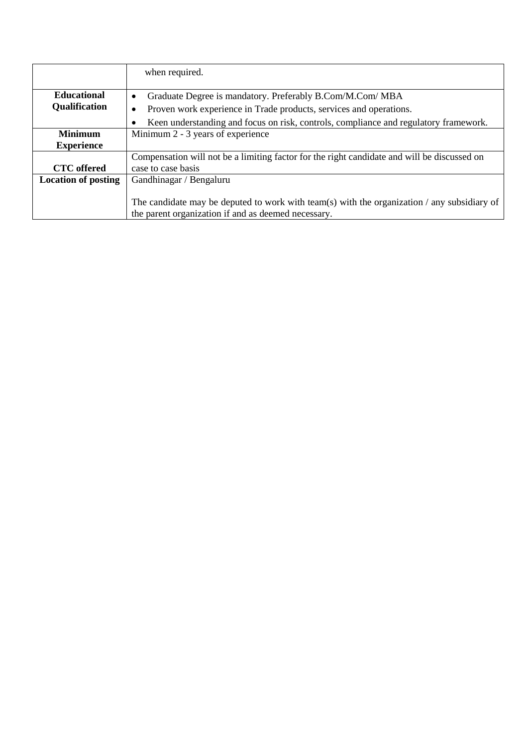| | |
|---|---|
| | when required. |
| **Educational Qualification** | • Graduate Degree is mandatory. Preferably B.Com/M.Com/ MBA<br>• Proven work experience in Trade products, services and operations.<br>• Keen understanding and focus on risk, controls, compliance and regulatory framework. |
| **Minimum Experience** | Minimum 2 - 3 years of experience |
| **CTC offered** | Compensation will not be a limiting factor for the right candidate and will be discussed on case to case basis |
| **Location of posting** | Gandhinagar / Bengaluru<br><br>The candidate may be deputed to work with team(s) with the organization / any subsidiary of the parent organization if and as deemed necessary. |